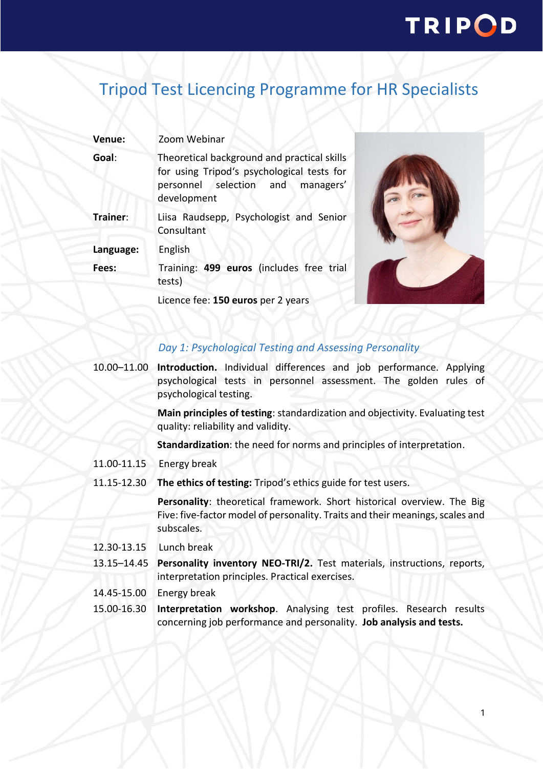# Tripod Test Licencing Programme for HR Specialists

| | |
|---|---|
| **Venue:** | Zoom Webinar |
| **Goal**: | Theoretical background and practical skills for using Tripod's psychological tests for personnel selection and managers' development |
| **Trainer**: | Liisa Raudsepp, Psychologist and Senior Consultant |
| **Language:** | English |
| **Fees:** | Training: **499 euros** (includes free trial tests) |
| | Licence fee: **150 euros** per 2 years |

### *Day 1: Psychological Testing and Assessing Personality*

| | |
|---|---|
| 10.00–11.00 | **Introduction.** Individual differences and job performance. Applying psychological tests in personnel assessment. The golden rules of psychological testing. |
| | **Main principles of testing**: standardization and objectivity. Evaluating test quality: reliability and validity. |
| | **Standardization**: the need for norms and principles of interpretation. |
| 11.00-11.15 | Energy break |
| 11.15-12.30 | **The ethics of testing:** Tripod's ethics guide for test users. |
| | **Personality**: theoretical framework. Short historical overview. The Big Five: five-factor model of personality. Traits and their meanings, scales and subscales. |
| 12.30-13.15 | Lunch break |
| 13.15–14.45 | **Personality inventory NEO-TRI/2.** Test materials, instructions, reports, interpretation principles. Practical exercises. |
| 14.45-15.00 | Energy break |
| 15.00-16.30 | **Interpretation workshop**. Analysing test profiles. Research results concerning job performance and personality. **Job analysis and tests.** |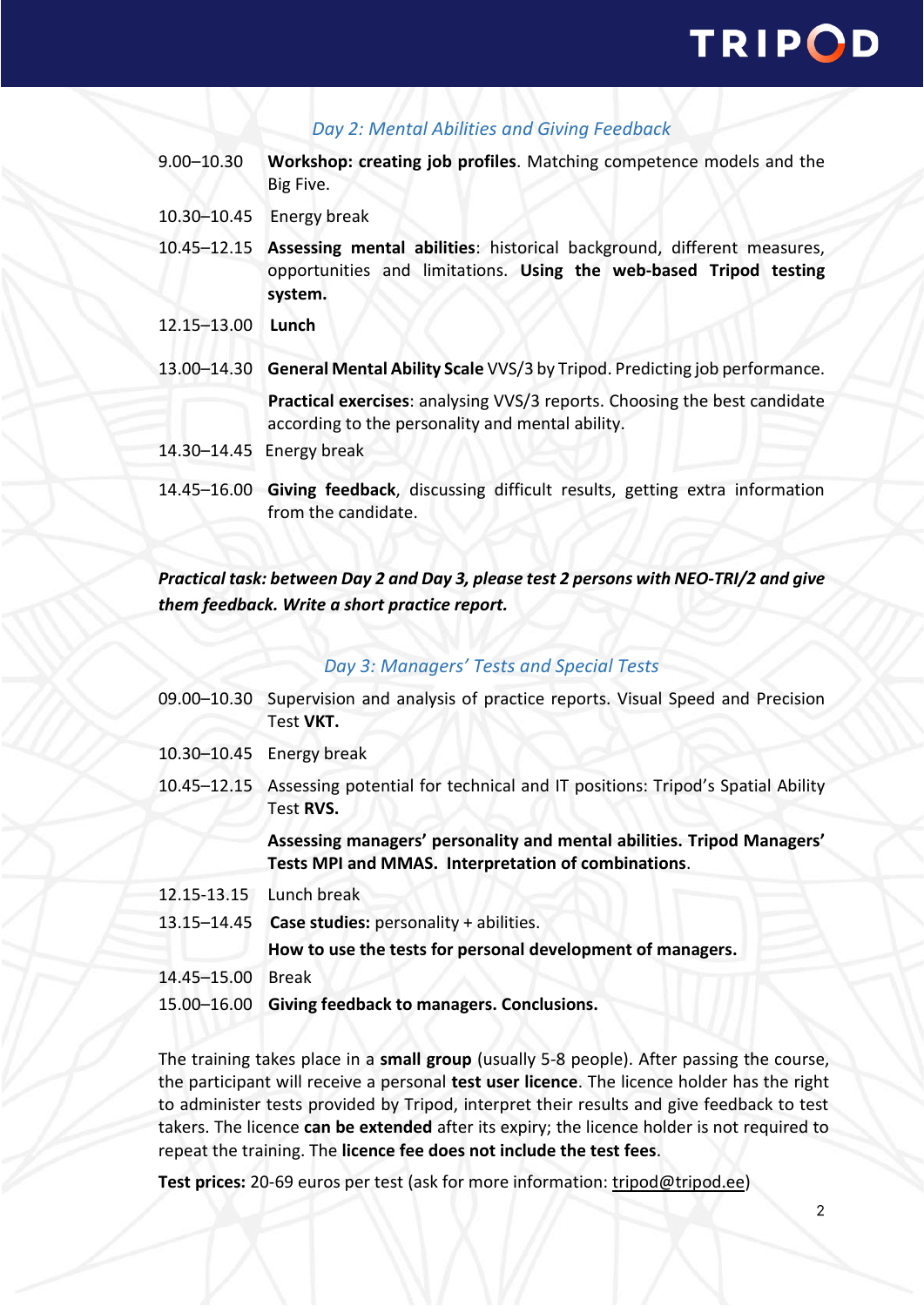### *Day 2: Mental Abilities and Giving Feedback*

| | |
|---|---|
| 9.00–10.30 | **Workshop: creating job profiles**. Matching competence models and the Big Five. |
| 10.30–10.45 | Energy break |
| 10.45–12.15 | **Assessing mental abilities**: historical background, different measures, opportunities and limitations. **Using the web-based Tripod testing system.** |
| 12.15–13.00 | **Lunch** |
| 13.00–14.30 | **General Mental Ability Scale** VVS/3 by Tripod. Predicting job performance. |
| | **Practical exercises**: analysing VVS/3 reports. Choosing the best candidate according to the personality and mental ability. |
| 14.30–14.45 | Energy break |
| 14.45–16.00 | **Giving feedback**, discussing difficult results, getting extra information from the candidate. |

***Practical task: between Day 2 and Day 3, please test 2 persons with NEO-TRI/2 and give them feedback. Write a short practice report.***

### *Day 3: Managers' Tests and Special Tests*

| | |
|---|---|
| 09.00–10.30 | Supervision and analysis of practice reports. Visual Speed and Precision Test **VKT.** |
| 10.30–10.45 | Energy break |
| 10.45–12.15 | Assessing potential for technical and IT positions: Tripod's Spatial Ability Test **RVS.** |
| | **Assessing managers' personality and mental abilities. Tripod Managers' Tests MPI and MMAS. Interpretation of combinations**. |
| 12.15-13.15 | Lunch break |
| 13.15–14.45 | **Case studies:** personality + abilities. |
| | **How to use the tests for personal development of managers.** |
| 14.45–15.00 | Break |
| 15.00–16.00 | **Giving feedback to managers. Conclusions.** |

The training takes place in a **small group** (usually 5-8 people). After passing the course, the participant will receive a personal **test user licence**. The licence holder has the right to administer tests provided by Tripod, interpret their results and give feedback to test takers. The licence **can be extended** after its expiry; the licence holder is not required to repeat the training. The **licence fee does not include the test fees**.

**Test prices:** 20-69 euros per test (ask for more information: tripod@tripod.ee)